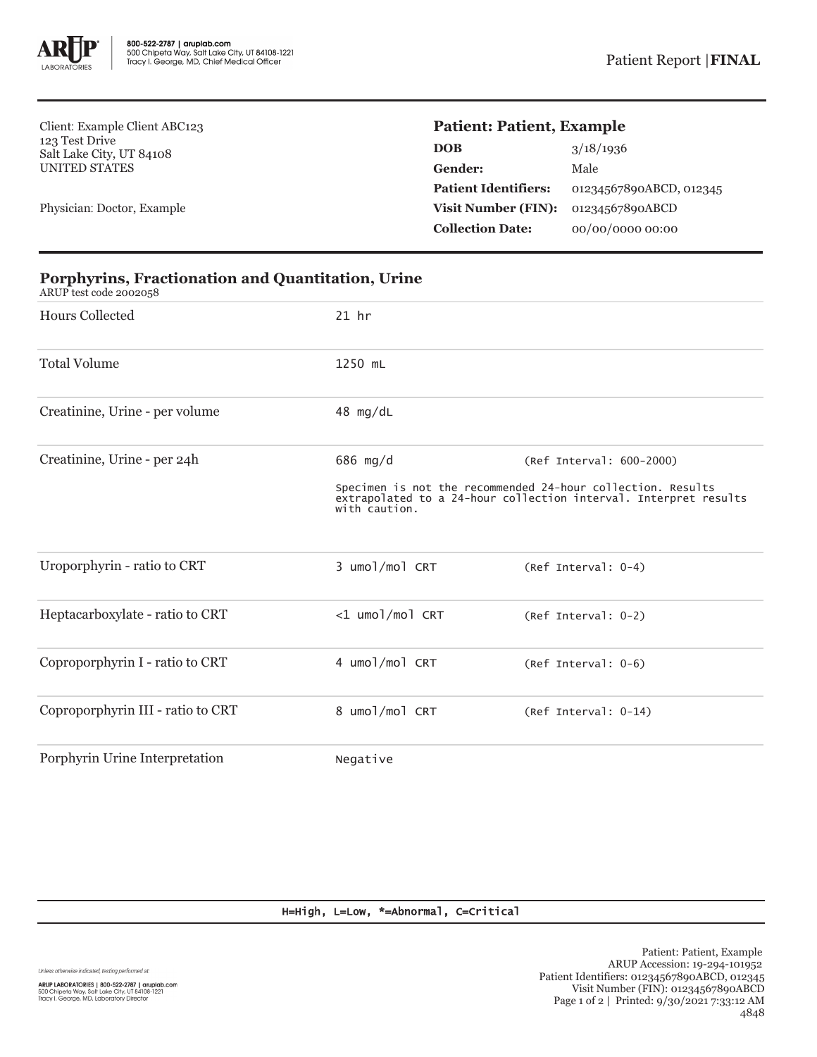800-522-2787 | aruplab.com
500 Chipeta Way, Salt Lake City, UT 84108-1221
Tracy I. George, MD, Chief Medical Officer

Patient Report | **FINAL**

Client: Example Client ABC123
123 Test Drive
Salt Lake City, UT 84108
UNITED STATES

Physician: Doctor, Example

## Patient: Patient, Example

| | |
|---|---|
| **DOB** | 3/18/1936 |
| **Gender:** | Male |
| **Patient Identifiers:** | 01234567890ABCD, 012345 |
| **Visit Number (FIN):** | 01234567890ABCD |
| **Collection Date:** | 00/00/0000 00:00 |

## Porphyrins, Fractionation and Quantitation, Urine

ARUP test code 2002058

| Test | Result | Reference |
|---|---|---|
| Hours Collected | 21 hr | |
| Total Volume | 1250 mL | |
| Creatinine, Urine - per volume | 48 mg/dL | |
| Creatinine, Urine - per 24h | 686 mg/d<br>Specimen is not the recommended 24-hour collection. Results extrapolated to a 24-hour collection interval. Interpret results with caution. | (Ref Interval: 600-2000) |
| Uroporphyrin - ratio to CRT | 3 umol/mol CRT | (Ref Interval: 0-4) |
| Heptacarboxylate - ratio to CRT | <1 umol/mol CRT | (Ref Interval: 0-2) |
| Coproporphyrin I - ratio to CRT | 4 umol/mol CRT | (Ref Interval: 0-6) |
| Coproporphyrin III - ratio to CRT | 8 umol/mol CRT | (Ref Interval: 0-14) |
| Porphyrin Urine Interpretation | Negative | |

H=High, L=Low, *=Abnormal, C=Critical

Unless otherwise indicated, testing performed at:

ARUP LABORATORIES | 800-522-2787 | aruplab.com
500 Chipeta Way, Salt Lake City, UT 84108-1221
Tracy I. George, MD, Laboratory Director

Patient: Patient, Example
ARUP Accession: 19-294-101952
Patient Identifiers: 01234567890ABCD, 012345
Visit Number (FIN): 01234567890ABCD
Printed: 9/30/2021 7:33:12 AM
4848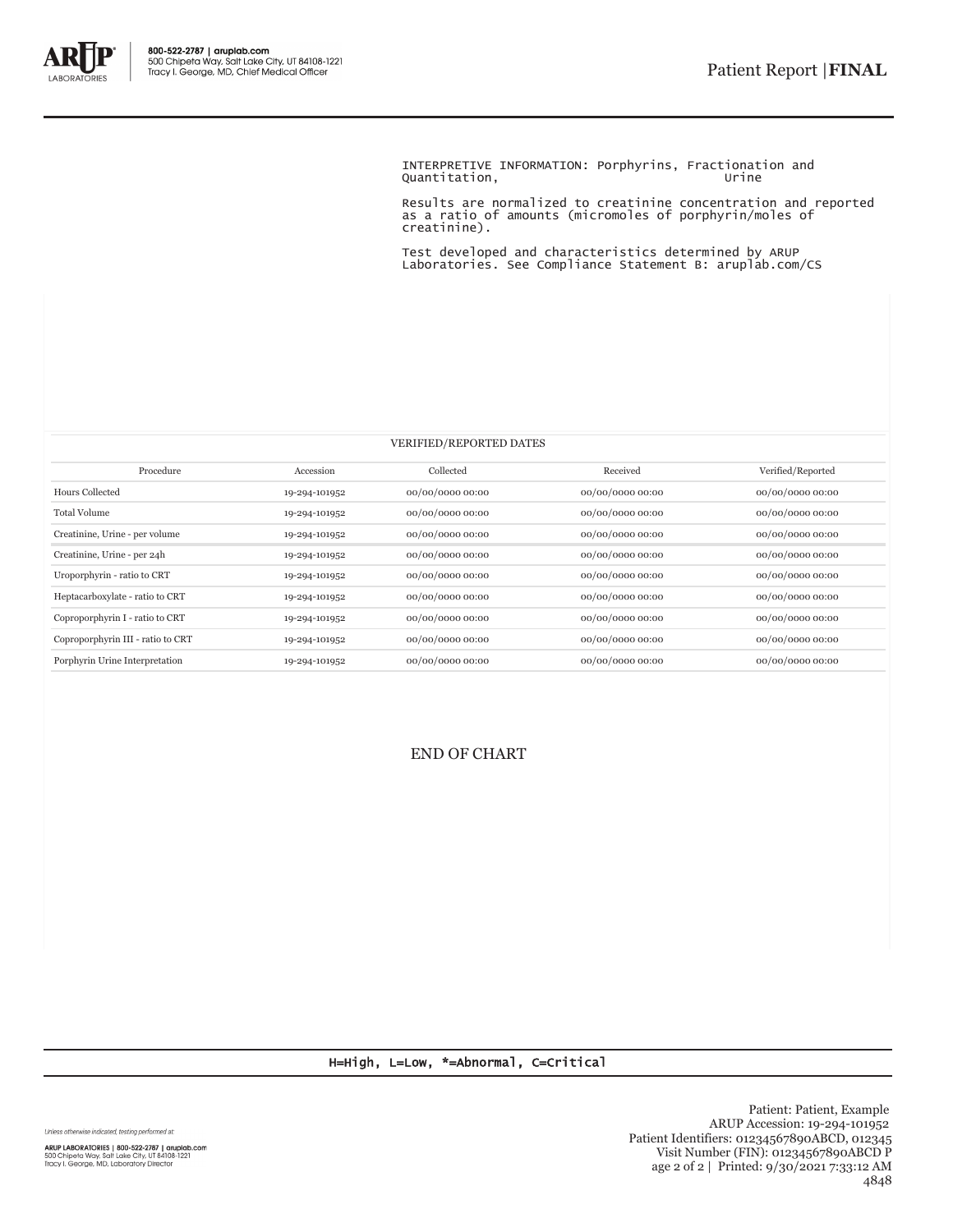INTERPRETIVE INFORMATION: Porphyrins, Fractionation and Quantitation, Urine

Results are normalized to creatinine concentration and reported as a ratio of amounts (micromoles of porphyrin/moles of creatinine).

Test developed and characteristics determined by ARUP Laboratories. See Compliance Statement B: aruplab.com/CS

## VERIFIED/REPORTED DATES

| Procedure | Accession | Collected | Received | Verified/Reported |
|---|---|---|---|---|
| Hours Collected | 19-294-101952 | 00/00/0000 00:00 | 00/00/0000 00:00 | 00/00/0000 00:00 |
| Total Volume | 19-294-101952 | 00/00/0000 00:00 | 00/00/0000 00:00 | 00/00/0000 00:00 |
| Creatinine, Urine - per volume | 19-294-101952 | 00/00/0000 00:00 | 00/00/0000 00:00 | 00/00/0000 00:00 |
| Creatinine, Urine - per 24h | 19-294-101952 | 00/00/0000 00:00 | 00/00/0000 00:00 | 00/00/0000 00:00 |
| Uroporphyrin - ratio to CRT | 19-294-101952 | 00/00/0000 00:00 | 00/00/0000 00:00 | 00/00/0000 00:00 |
| Heptacarboxylate - ratio to CRT | 19-294-101952 | 00/00/0000 00:00 | 00/00/0000 00:00 | 00/00/0000 00:00 |
| Coproporphyrin I - ratio to CRT | 19-294-101952 | 00/00/0000 00:00 | 00/00/0000 00:00 | 00/00/0000 00:00 |
| Coproporphyrin III - ratio to CRT | 19-294-101952 | 00/00/0000 00:00 | 00/00/0000 00:00 | 00/00/0000 00:00 |
| Porphyrin Urine Interpretation | 19-294-101952 | 00/00/0000 00:00 | 00/00/0000 00:00 | 00/00/0000 00:00 |

END OF CHART

H=High, L=Low, *=Abnormal, C=Critical

Unless otherwise indicated, testing performed at:

ARUP LABORATORIES | 800-522-2787 | aruplab.com
500 Chipeta Way, Salt Lake City, UT 84108-1221
Tracy I. George, MD, Laboratory Director

Patient: Patient, Example
ARUP Accession: 19-294-101952
Patient Identifiers: 01234567890ABCD, 012345
Visit Number (FIN): 01234567890ABCD
Printed: 9/30/2021 7:33:12 AM
4848